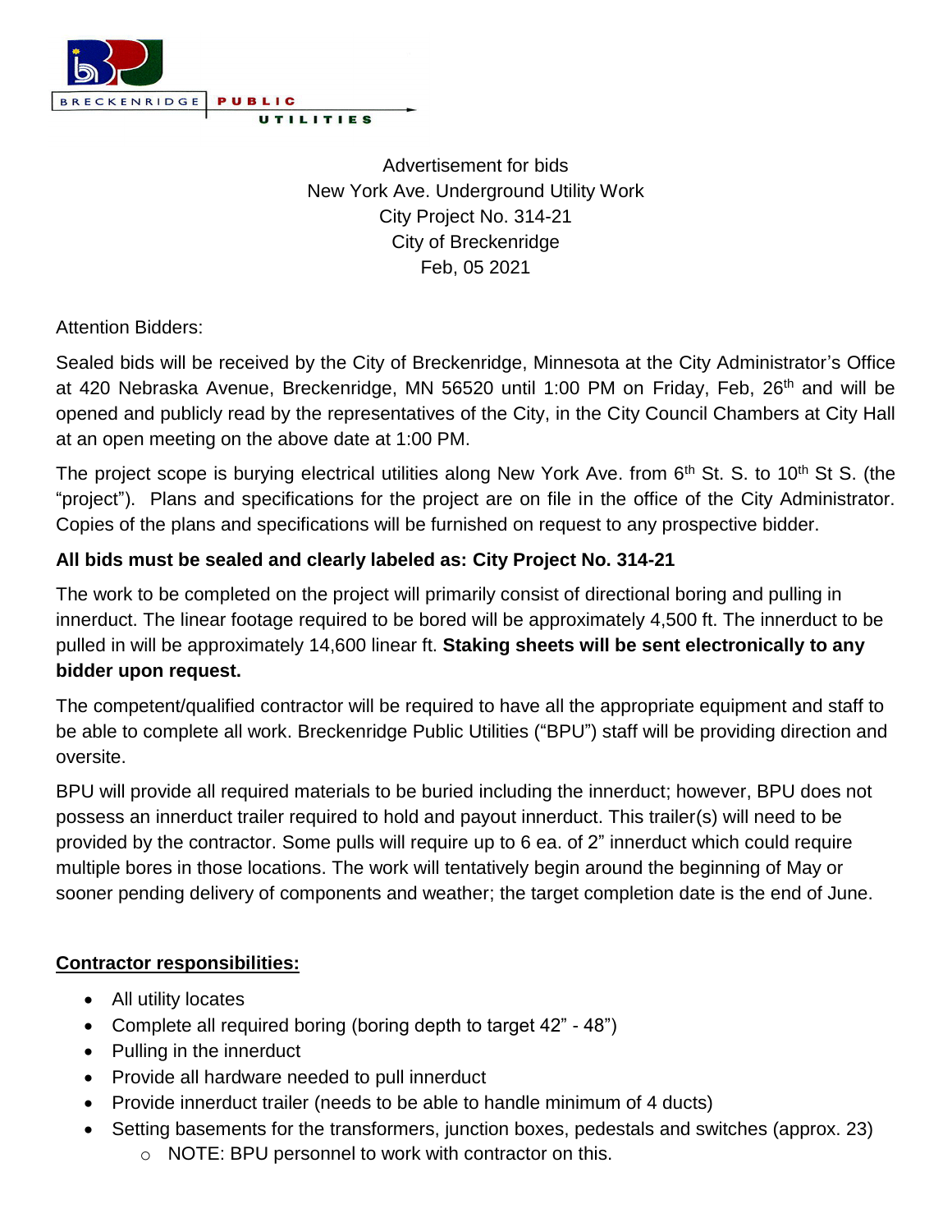BRECKENRIDGE PUBLIC UTILITIES

Advertisement for bids
New York Ave. Underground Utility Work
City Project No. 314-21
City of Breckenridge
Feb, 05 2021

Attention Bidders:

Sealed bids will be received by the City of Breckenridge, Minnesota at the City Administrator's Office at 420 Nebraska Avenue, Breckenridge, MN 56520 until 1:00 PM on Friday, Feb, 26th and will be opened and publicly read by the representatives of the City, in the City Council Chambers at City Hall at an open meeting on the above date at 1:00 PM.

The project scope is burying electrical utilities along New York Ave. from 6th St. S. to 10th St S. (the "project"). Plans and specifications for the project are on file in the office of the City Administrator. Copies of the plans and specifications will be furnished on request to any prospective bidder.

**All bids must be sealed and clearly labeled as: City Project No. 314-21**

The work to be completed on the project will primarily consist of directional boring and pulling in innerduct. The linear footage required to be bored will be approximately 4,500 ft. The innerduct to be pulled in will be approximately 14,600 linear ft. **Staking sheets will be sent electronically to any bidder upon request.**

The competent/qualified contractor will be required to have all the appropriate equipment and staff to be able to complete all work. Breckenridge Public Utilities ("BPU") staff will be providing direction and oversite.

BPU will provide all required materials to be buried including the innerduct; however, BPU does not possess an innerduct trailer required to hold and payout innerduct. This trailer(s) will need to be provided by the contractor. Some pulls will require up to 6 ea. of 2" innerduct which could require multiple bores in those locations. The work will tentatively begin around the beginning of May or sooner pending delivery of components and weather; the target completion date is the end of June.

**<u>Contractor responsibilities:</u>**

- All utility locates
- Complete all required boring (boring depth to target 42" - 48")
- Pulling in the innerduct
- Provide all hardware needed to pull innerduct
- Provide innerduct trailer (needs to be able to handle minimum of 4 ducts)
- Setting basements for the transformers, junction boxes, pedestals and switches (approx. 23)
    - NOTE: BPU personnel to work with contractor on this.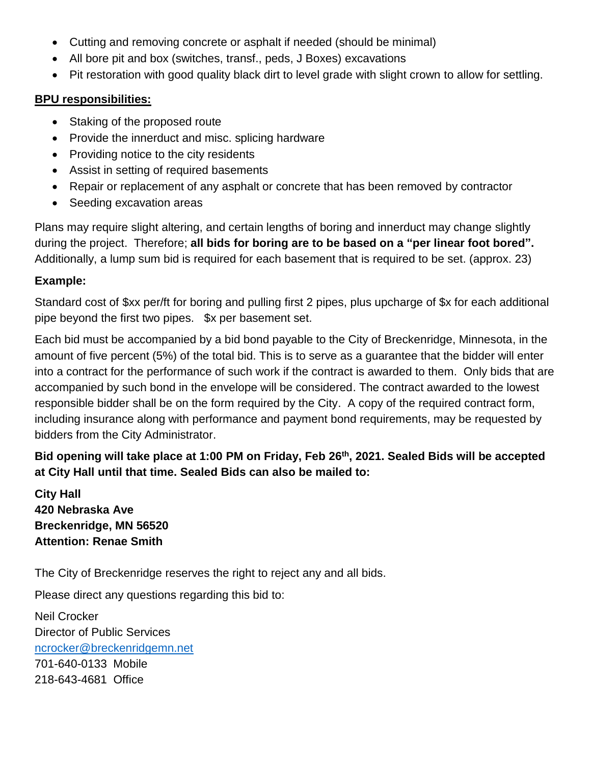- Cutting and removing concrete or asphalt if needed (should be minimal)
- All bore pit and box (switches, transf., peds, J Boxes) excavations
- Pit restoration with good quality black dirt to level grade with slight crown to allow for settling.

**BPU responsibilities:**

- Staking of the proposed route
- Provide the innerduct and misc. splicing hardware
- Providing notice to the city residents
- Assist in setting of required basements
- Repair or replacement of any asphalt or concrete that has been removed by contractor
- Seeding excavation areas

Plans may require slight altering, and certain lengths of boring and innerduct may change slightly during the project. Therefore; **all bids for boring are to be based on a "per linear foot bored".** Additionally, a lump sum bid is required for each basement that is required to be set. (approx. 23)

**Example:**

Standard cost of $xx per/ft for boring and pulling first 2 pipes, plus upcharge of $x for each additional pipe beyond the first two pipes. $x per basement set.

Each bid must be accompanied by a bid bond payable to the City of Breckenridge, Minnesota, in the amount of five percent (5%) of the total bid. This is to serve as a guarantee that the bidder will enter into a contract for the performance of such work if the contract is awarded to them. Only bids that are accompanied by such bond in the envelope will be considered. The contract awarded to the lowest responsible bidder shall be on the form required by the City. A copy of the required contract form, including insurance along with performance and payment bond requirements, may be requested by bidders from the City Administrator.

**Bid opening will take place at 1:00 PM on Friday, Feb 26th, 2021. Sealed Bids will be accepted at City Hall until that time. Sealed Bids can also be mailed to:**

**City Hall**
**420 Nebraska Ave**
**Breckenridge, MN 56520**
**Attention: Renae Smith**

The City of Breckenridge reserves the right to reject any and all bids.

Please direct any questions regarding this bid to:

Neil Crocker
Director of Public Services
ncrocker@breckenridgemn.net
701-640-0133 Mobile
218-643-4681 Office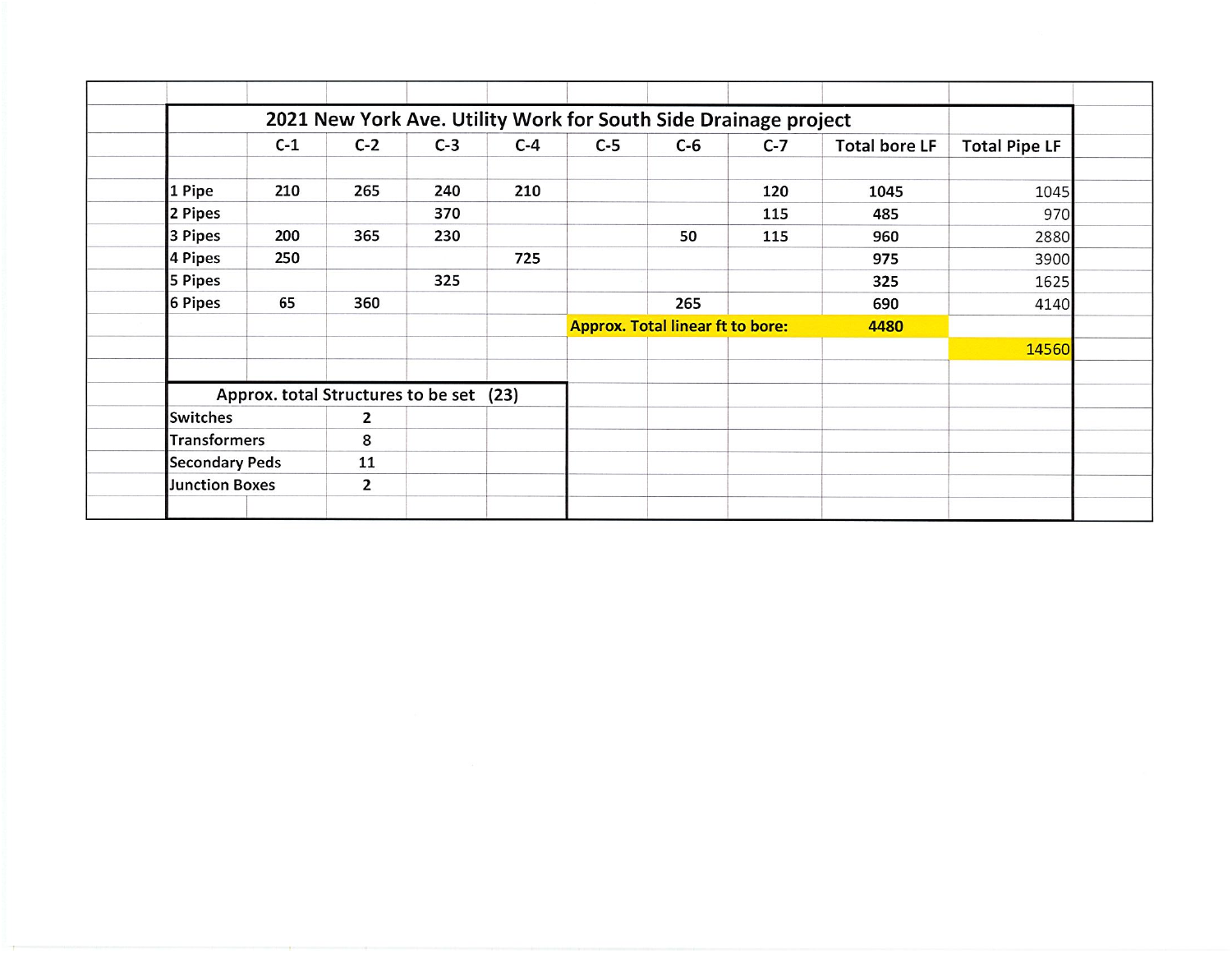| 2021 New York Ave. Utility Work for South Side Drainage project | | | | | | | | | |
|---|---|---|---|---|---|---|---|---|---|
| | C-1 | C-2 | C-3 | C-4 | C-5 | C-6 | C-7 | Total bore LF | Total Pipe LF |
| 1 Pipe | 210 | 265 | 240 | 210 | | | 120 | 1045 | 1045 |
| 2 Pipes | | | 370 | | | | 115 | 485 | 970 |
| 3 Pipes | 200 | 365 | 230 | | | 50 | 115 | 960 | 2880 |
| 4 Pipes | 250 | | | 725 | | | | 975 | 3900 |
| 5 Pipes | | | 325 | | | | | 325 | 1625 |
| 6 Pipes | 65 | 360 | | | | 265 | | 690 | 4140 |
| | | | | | **Approx. Total linear ft to bore:** | | | **4480** | |
| | | | | | | | | | 14560 |

| Approx. total Structures to be set (23) | |
|---|---|
| Switches | 2 |
| Transformers | 8 |
| Secondary Peds | 11 |
| Junction Boxes | 2 |